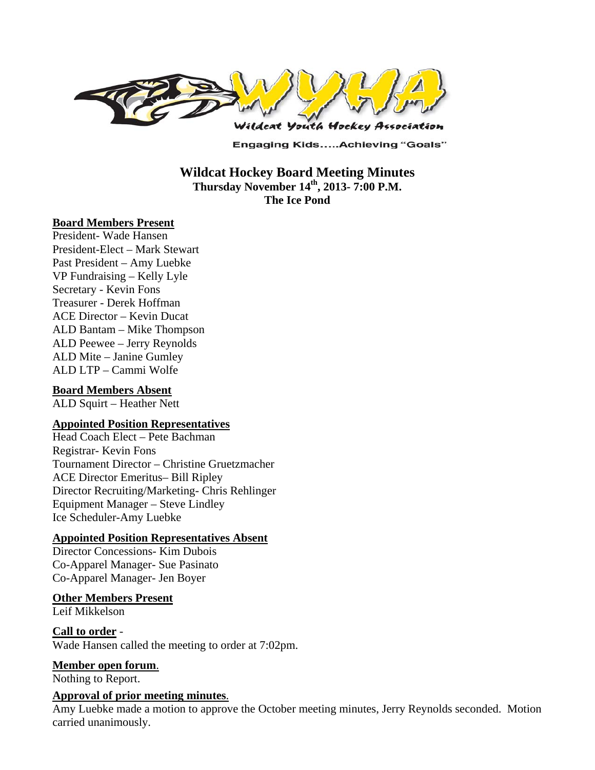Wildcat Youth Hockey Association

Engaging Kids.....Achieving "Goals"

# Wildcat Hockey Board Meeting Minutes

**Thursday November 14th, 2013- 7:00 P.M.**

**The Ice Pond**

**Board Members Present**

President- Wade Hansen
President-Elect – Mark Stewart
Past President – Amy Luebke
VP Fundraising – Kelly Lyle
Secretary - Kevin Fons
Treasurer - Derek Hoffman
ACE Director – Kevin Ducat
ALD Bantam – Mike Thompson
ALD Peewee – Jerry Reynolds
ALD Mite – Janine Gumley
ALD LTP – Cammi Wolfe

**Board Members Absent**

ALD Squirt – Heather Nett

**Appointed Position Representatives**

Head Coach Elect – Pete Bachman
Registrar- Kevin Fons
Tournament Director – Christine Gruetzmacher
ACE Director Emeritus– Bill Ripley
Director Recruiting/Marketing- Chris Rehlinger
Equipment Manager – Steve Lindley
Ice Scheduler-Amy Luebke

**Appointed Position Representatives Absent**

Director Concessions- Kim Dubois
Co-Apparel Manager- Sue Pasinato
Co-Apparel Manager- Jen Boyer

**Other Members Present**

Leif Mikkelson

**Call to order** -

Wade Hansen called the meeting to order at 7:02pm.

**Member open forum**.

Nothing to Report.

**Approval of prior meeting minutes**.

Amy Luebke made a motion to approve the October meeting minutes, Jerry Reynolds seconded. Motion carried unanimously.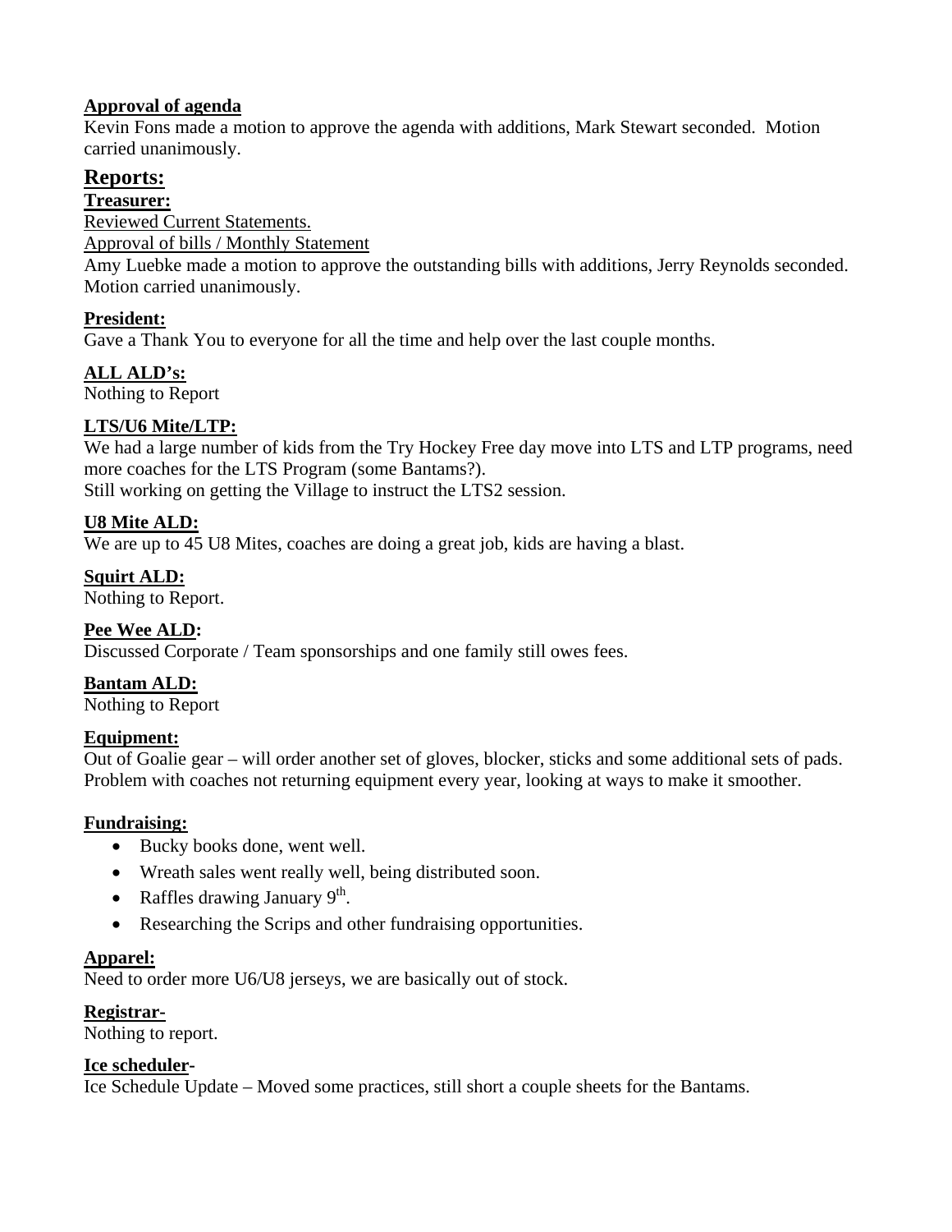**Approval of agenda**

Kevin Fons made a motion to approve the agenda with additions, Mark Stewart seconded. Motion carried unanimously.

## Reports:

**Treasurer:**

Reviewed Current Statements.

Approval of bills / Monthly Statement

Amy Luebke made a motion to approve the outstanding bills with additions, Jerry Reynolds seconded. Motion carried unanimously.

**President:**

Gave a Thank You to everyone for all the time and help over the last couple months.

**ALL ALD's:**

Nothing to Report

**LTS/U6 Mite/LTP:**

We had a large number of kids from the Try Hockey Free day move into LTS and LTP programs, need more coaches for the LTS Program (some Bantams?).

Still working on getting the Village to instruct the LTS2 session.

**U8 Mite ALD:**

We are up to 45 U8 Mites, coaches are doing a great job, kids are having a blast.

**Squirt ALD:**

Nothing to Report.

**Pee Wee ALD:**

Discussed Corporate / Team sponsorships and one family still owes fees.

**Bantam ALD:**

Nothing to Report

**Equipment:**

Out of Goalie gear – will order another set of gloves, blocker, sticks and some additional sets of pads. Problem with coaches not returning equipment every year, looking at ways to make it smoother.

**Fundraising:**

- Bucky books done, went well.
- Wreath sales went really well, being distributed soon.
- Raffles drawing January 9th.
- Researching the Scrips and other fundraising opportunities.

**Apparel:**

Need to order more U6/U8 jerseys, we are basically out of stock.

**Registrar-**

Nothing to report.

**Ice scheduler-**

Ice Schedule Update – Moved some practices, still short a couple sheets for the Bantams.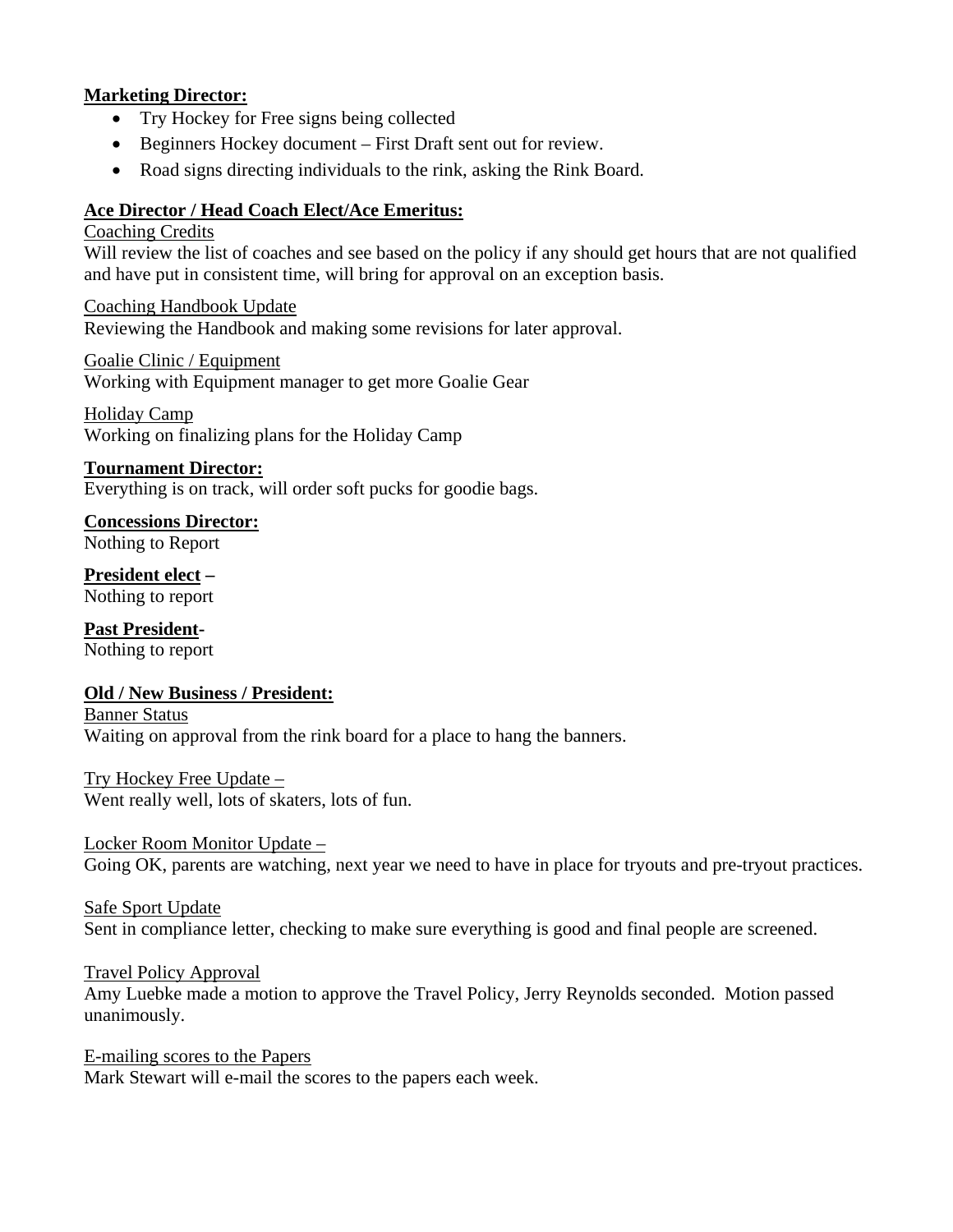**Marketing Director:**

- Try Hockey for Free signs being collected
- Beginners Hockey document – First Draft sent out for review.
- Road signs directing individuals to the rink, asking the Rink Board.

**Ace Director / Head Coach Elect/Ace Emeritus:**

Coaching Credits

Will review the list of coaches and see based on the policy if any should get hours that are not qualified and have put in consistent time, will bring for approval on an exception basis.

Coaching Handbook Update

Reviewing the Handbook and making some revisions for later approval.

Goalie Clinic / Equipment

Working with Equipment manager to get more Goalie Gear

Holiday Camp

Working on finalizing plans for the Holiday Camp

**Tournament Director:**

Everything is on track, will order soft pucks for goodie bags.

**Concessions Director:**

Nothing to Report

**President elect** –

Nothing to report

**Past President**-

Nothing to report

**Old / New Business / President:**

Banner Status

Waiting on approval from the rink board for a place to hang the banners.

Try Hockey Free Update –

Went really well, lots of skaters, lots of fun.

Locker Room Monitor Update –

Going OK, parents are watching, next year we need to have in place for tryouts and pre-tryout practices.

Safe Sport Update

Sent in compliance letter, checking to make sure everything is good and final people are screened.

Travel Policy Approval

Amy Luebke made a motion to approve the Travel Policy, Jerry Reynolds seconded. Motion passed unanimously.

E-mailing scores to the Papers

Mark Stewart will e-mail the scores to the papers each week.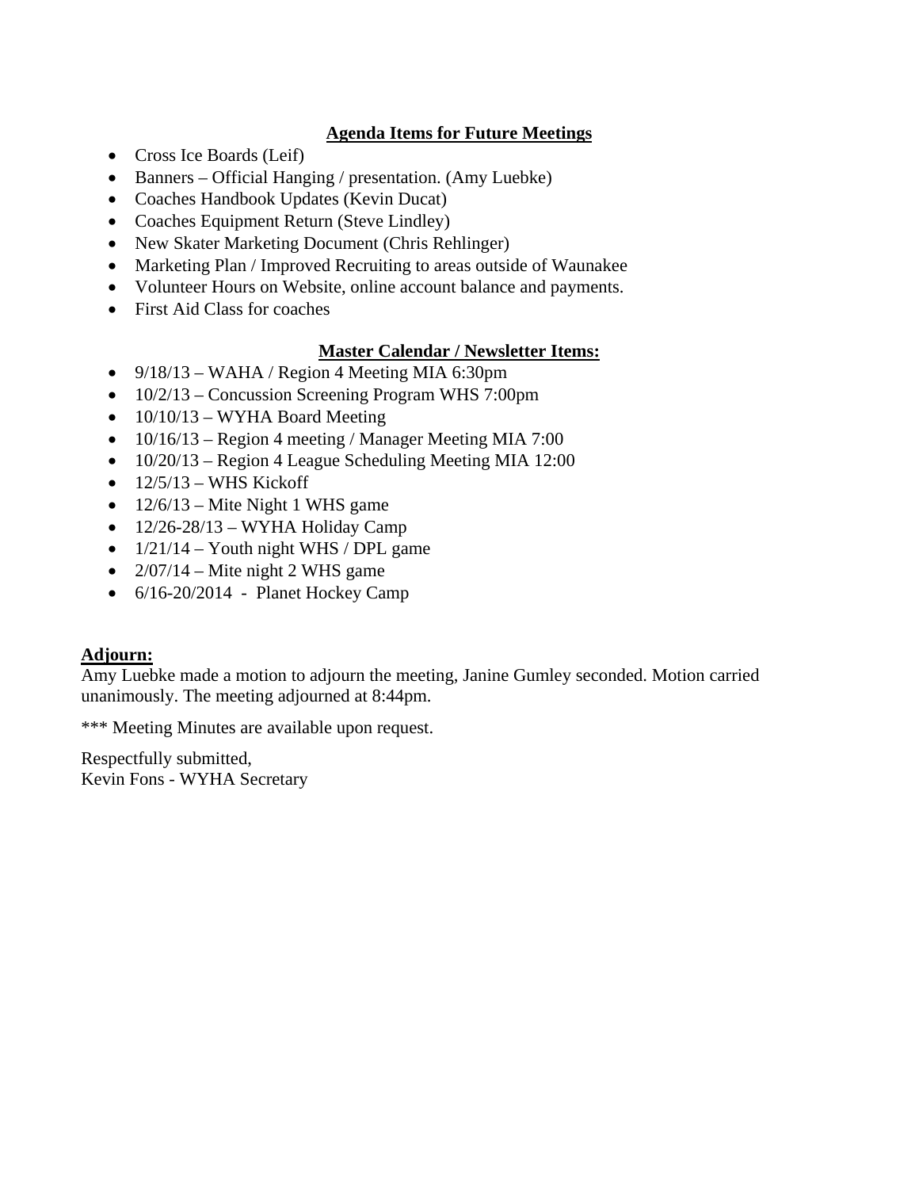## Agenda Items for Future Meetings

- Cross Ice Boards (Leif)
- Banners – Official Hanging / presentation. (Amy Luebke)
- Coaches Handbook Updates (Kevin Ducat)
- Coaches Equipment Return (Steve Lindley)
- New Skater Marketing Document (Chris Rehlinger)
- Marketing Plan / Improved Recruiting to areas outside of Waunakee
- Volunteer Hours on Website, online account balance and payments.
- First Aid Class for coaches

## Master Calendar / Newsletter Items:

- 9/18/13 – WAHA / Region 4 Meeting MIA 6:30pm
- 10/2/13 – Concussion Screening Program WHS 7:00pm
- 10/10/13 – WYHA Board Meeting
- 10/16/13 – Region 4 meeting / Manager Meeting MIA 7:00
- 10/20/13 – Region 4 League Scheduling Meeting MIA 12:00
- 12/5/13 – WHS Kickoff
- 12/6/13 – Mite Night 1 WHS game
- 12/26-28/13 – WYHA Holiday Camp
- 1/21/14 – Youth night WHS / DPL game
- 2/07/14 – Mite night 2 WHS game
- 6/16-20/2014 - Planet Hockey Camp

**Adjourn:**

Amy Luebke made a motion to adjourn the meeting, Janine Gumley seconded. Motion carried unanimously. The meeting adjourned at 8:44pm.

*** Meeting Minutes are available upon request.

Respectfully submitted,
Kevin Fons - WYHA Secretary